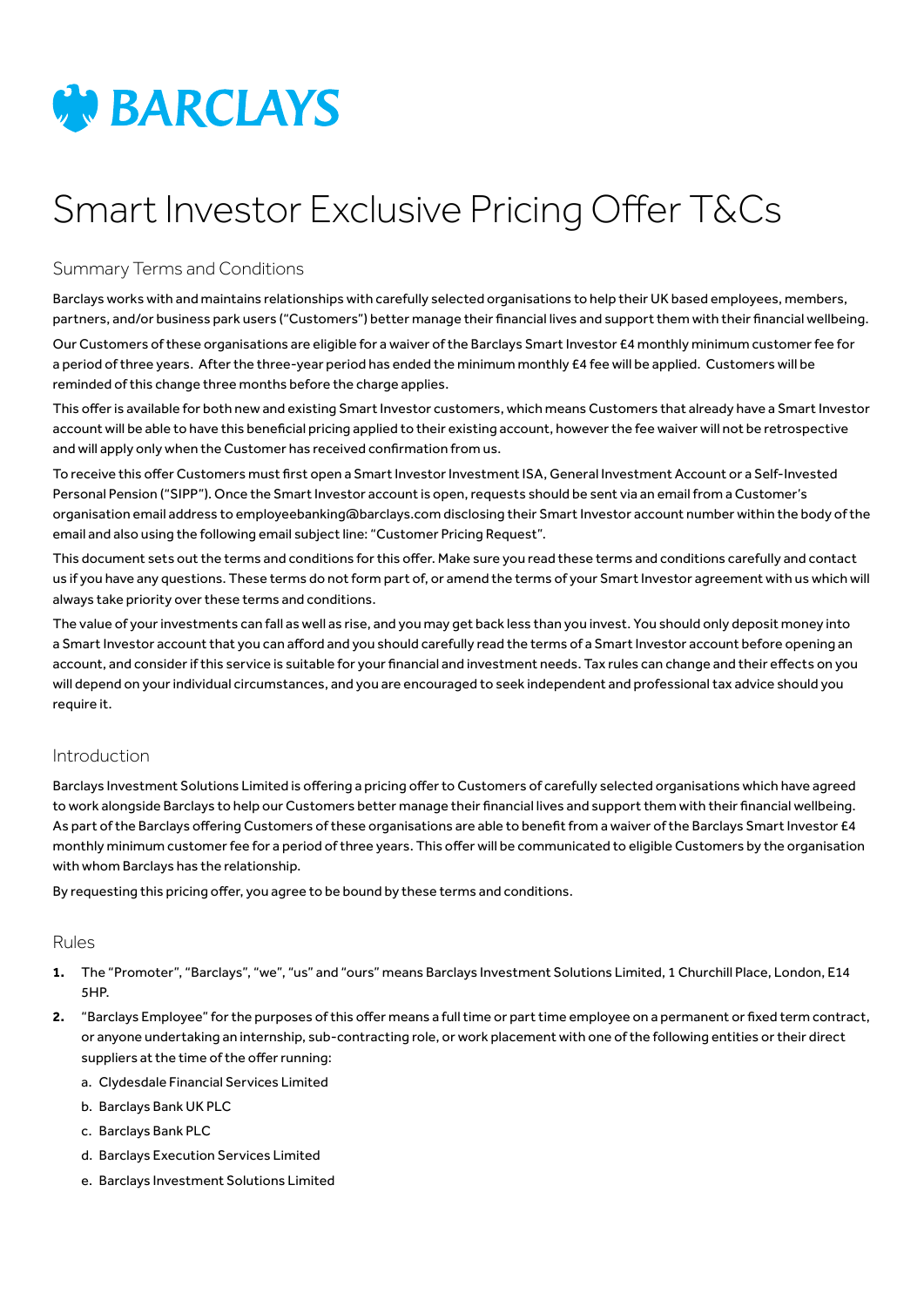# BARCLAYS

# Smart Investor Exclusive Pricing Offer T&Cs

## Summary Terms and Conditions

Barclays works with and maintains relationships with carefully selected organisations to help their UK based employees, members, partners, and/or business park users ("Customers") better manage their financial lives and support them with their financial wellbeing.

Our Customers of these organisations are eligible for a waiver of the Barclays Smart Investor £4 monthly minimum customer fee for a period of three years. After the three-year period has ended the minimum monthly £4 fee will be applied. Customers will be reminded of this change three months before the charge applies.

This offer is available for both new and existing Smart Investor customers, which means Customers that already have a Smart Investor account will be able to have this beneficial pricing applied to their existing account, however the fee waiver will not be retrospective and will apply only when the Customer has received confirmation from us.

To receive this offer Customers must first open a Smart Investor Investment ISA, General Investment Account or a Self-Invested Personal Pension ("SIPP"). Once the Smart Investor account is open, requests should be sent via an email from a Customer's organisation email address to employeebanking@barclays.com disclosing their Smart Investor account number within the body of the email and also using the following email subject line: "Customer Pricing Request".

This document sets out the terms and conditions for this offer. Make sure you read these terms and conditions carefully and contact us if you have any questions. These terms do not form part of, or amend the terms of your Smart Investor agreement with us which will always take priority over these terms and conditions.

The value of your investments can fall as well as rise, and you may get back less than you invest. You should only deposit money into a Smart Investor account that you can afford and you should carefully read the terms of a Smart Investor account before opening an account, and consider if this service is suitable for your financial and investment needs. Tax rules can change and their effects on you will depend on your individual circumstances, and you are encouraged to seek independent and professional tax advice should you require it.

## Introduction

Barclays Investment Solutions Limited is offering a pricing offer to Customers of carefully selected organisations which have agreed to work alongside Barclays to help our Customers better manage their financial lives and support them with their financial wellbeing. As part of the Barclays offering Customers of these organisations are able to benefit from a waiver of the Barclays Smart Investor £4 monthly minimum customer fee for a period of three years. This offer will be communicated to eligible Customers by the organisation with whom Barclays has the relationship.

By requesting this pricing offer, you agree to be bound by these terms and conditions.

## Rules

1. The "Promoter", "Barclays", "we", "us" and "ours" means Barclays Investment Solutions Limited, 1 Churchill Place, London, E14 5HP.
2. "Barclays Employee" for the purposes of this offer means a full time or part time employee on a permanent or fixed term contract, or anyone undertaking an internship, sub-contracting role, or work placement with one of the following entities or their direct suppliers at the time of the offer running:
   a. Clydesdale Financial Services Limited
   b. Barclays Bank UK PLC
   c. Barclays Bank PLC
   d. Barclays Execution Services Limited
   e. Barclays Investment Solutions Limited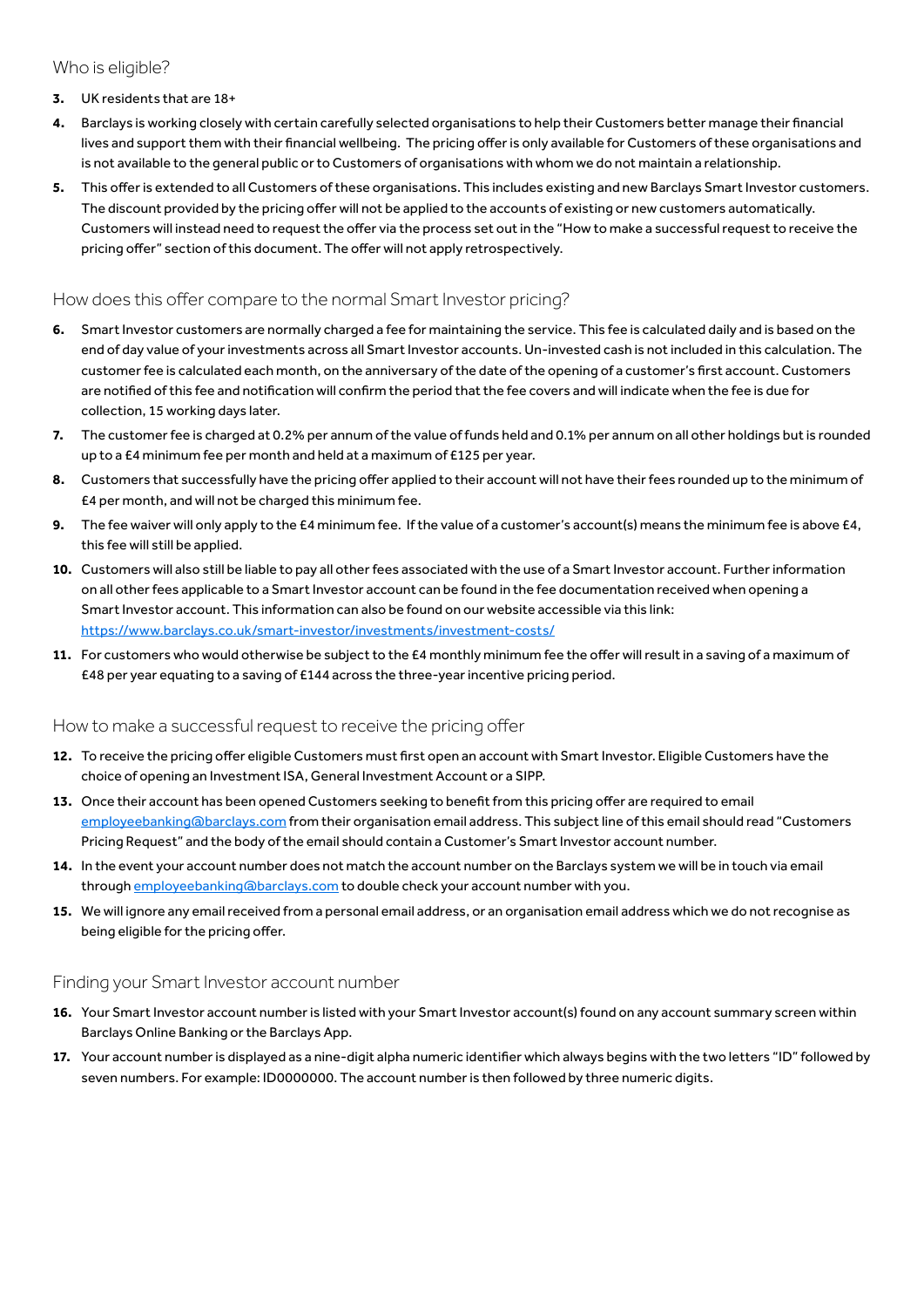## Who is eligible?

3. UK residents that are 18+
4. Barclays is working closely with certain carefully selected organisations to help their Customers better manage their financial lives and support them with their financial wellbeing. The pricing offer is only available for Customers of these organisations and is not available to the general public or to Customers of organisations with whom we do not maintain a relationship.
5. This offer is extended to all Customers of these organisations. This includes existing and new Barclays Smart Investor customers. The discount provided by the pricing offer will not be applied to the accounts of existing or new customers automatically. Customers will instead need to request the offer via the process set out in the "How to make a successful request to receive the pricing offer" section of this document. The offer will not apply retrospectively.

## How does this offer compare to the normal Smart Investor pricing?

6. Smart Investor customers are normally charged a fee for maintaining the service. This fee is calculated daily and is based on the end of day value of your investments across all Smart Investor accounts. Un-invested cash is not included in this calculation. The customer fee is calculated each month, on the anniversary of the date of the opening of a customer's first account. Customers are notified of this fee and notification will confirm the period that the fee covers and will indicate when the fee is due for collection, 15 working days later.
7. The customer fee is charged at 0.2% per annum of the value of funds held and 0.1% per annum on all other holdings but is rounded up to a £4 minimum fee per month and held at a maximum of £125 per year.
8. Customers that successfully have the pricing offer applied to their account will not have their fees rounded up to the minimum of £4 per month, and will not be charged this minimum fee.
9. The fee waiver will only apply to the £4 minimum fee. If the value of a customer's account(s) means the minimum fee is above £4, this fee will still be applied.
10. Customers will also still be liable to pay all other fees associated with the use of a Smart Investor account. Further information on all other fees applicable to a Smart Investor account can be found in the fee documentation received when opening a Smart Investor account. This information can also be found on our website accessible via this link: [https://www.barclays.co.uk/smart-investor/investments/investment-costs/](https://www.barclays.co.uk/smart-investor/investments/investment-costs/)
11. For customers who would otherwise be subject to the £4 monthly minimum fee the offer will result in a saving of a maximum of £48 per year equating to a saving of £144 across the three-year incentive pricing period.

## How to make a successful request to receive the pricing offer

12. To receive the pricing offer eligible Customers must first open an account with Smart Investor. Eligible Customers have the choice of opening an Investment ISA, General Investment Account or a SIPP.
13. Once their account has been opened Customers seeking to benefit from this pricing offer are required to email [employeebanking@barclays.com](mailto:employeebanking@barclays.com) from their organisation email address. This subject line of this email should read "Customers Pricing Request" and the body of the email should contain a Customer's Smart Investor account number.
14. In the event your account number does not match the account number on the Barclays system we will be in touch via email through [employeebanking@barclays.com](mailto:employeebanking@barclays.com) to double check your account number with you.
15. We will ignore any email received from a personal email address, or an organisation email address which we do not recognise as being eligible for the pricing offer.

## Finding your Smart Investor account number

16. Your Smart Investor account number is listed with your Smart Investor account(s) found on any account summary screen within Barclays Online Banking or the Barclays App.
17. Your account number is displayed as a nine-digit alpha numeric identifier which always begins with the two letters "ID" followed by seven numbers. For example: ID0000000. The account number is then followed by three numeric digits.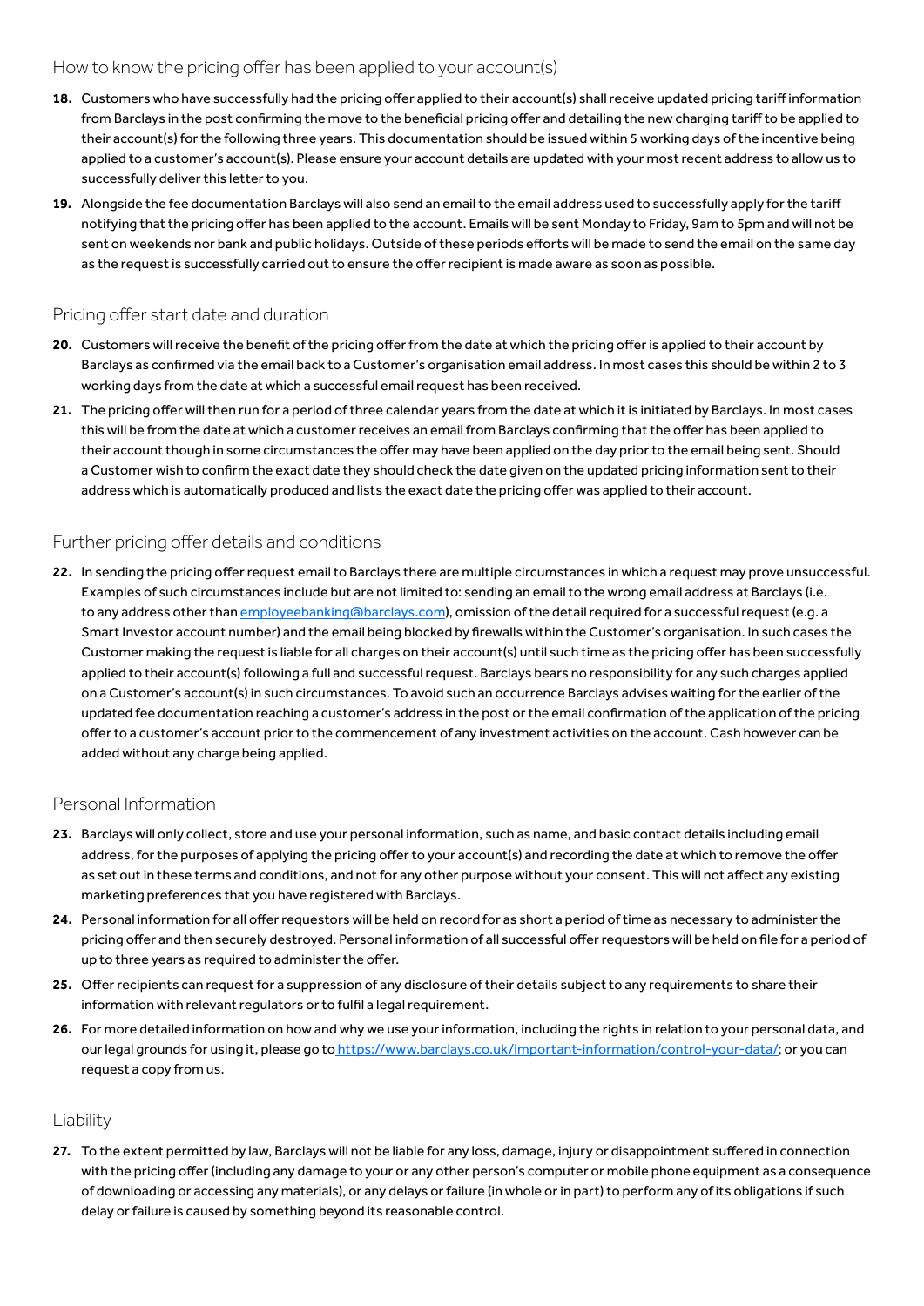## How to know the pricing offer has been applied to your account(s)

**18.** Customers who have successfully had the pricing offer applied to their account(s) shall receive updated pricing tariff information from Barclays in the post confirming the move to the beneficial pricing offer and detailing the new charging tariff to be applied to their account(s) for the following three years. This documentation should be issued within 5 working days of the incentive being applied to a customer's account(s). Please ensure your account details are updated with your most recent address to allow us to successfully deliver this letter to you.

**19.** Alongside the fee documentation Barclays will also send an email to the email address used to successfully apply for the tariff notifying that the pricing offer has been applied to the account. Emails will be sent Monday to Friday, 9am to 5pm and will not be sent on weekends nor bank and public holidays. Outside of these periods efforts will be made to send the email on the same day as the request is successfully carried out to ensure the offer recipient is made aware as soon as possible.

## Pricing offer start date and duration

**20.** Customers will receive the benefit of the pricing offer from the date at which the pricing offer is applied to their account by Barclays as confirmed via the email back to a Customer's organisation email address. In most cases this should be within 2 to 3 working days from the date at which a successful email request has been received.

**21.** The pricing offer will then run for a period of three calendar years from the date at which it is initiated by Barclays. In most cases this will be from the date at which a customer receives an email from Barclays confirming that the offer has been applied to their account though in some circumstances the offer may have been applied on the day prior to the email being sent. Should a Customer wish to confirm the exact date they should check the date given on the updated pricing information sent to their address which is automatically produced and lists the exact date the pricing offer was applied to their account.

## Further pricing offer details and conditions

**22.** In sending the pricing offer request email to Barclays there are multiple circumstances in which a request may prove unsuccessful. Examples of such circumstances include but are not limited to: sending an email to the wrong email address at Barclays (i.e. to any address other than employeebanking@barclays.com), omission of the detail required for a successful request (e.g. a Smart Investor account number) and the email being blocked by firewalls within the Customer's organisation. In such cases the Customer making the request is liable for all charges on their account(s) until such time as the pricing offer has been successfully applied to their account(s) following a full and successful request. Barclays bears no responsibility for any such charges applied on a Customer's account(s) in such circumstances. To avoid such an occurrence Barclays advises waiting for the earlier of the updated fee documentation reaching a customer's address in the post or the email confirmation of the application of the pricing offer to a customer's account prior to the commencement of any investment activities on the account. Cash however can be added without any charge being applied.

## Personal Information

**23.** Barclays will only collect, store and use your personal information, such as name, and basic contact details including email address, for the purposes of applying the pricing offer to your account(s) and recording the date at which to remove the offer as set out in these terms and conditions, and not for any other purpose without your consent. This will not affect any existing marketing preferences that you have registered with Barclays.

**24.** Personal information for all offer requestors will be held on record for as short a period of time as necessary to administer the pricing offer and then securely destroyed. Personal information of all successful offer requestors will be held on file for a period of up to three years as required to administer the offer.

**25.** Offer recipients can request for a suppression of any disclosure of their details subject to any requirements to share their information with relevant regulators or to fulfil a legal requirement.

**26.** For more detailed information on how and why we use your information, including the rights in relation to your personal data, and our legal grounds for using it, please go to https://www.barclays.co.uk/important-information/control-your-data/; or you can request a copy from us.

## Liability

**27.** To the extent permitted by law, Barclays will not be liable for any loss, damage, injury or disappointment suffered in connection with the pricing offer (including any damage to your or any other person's computer or mobile phone equipment as a consequence of downloading or accessing any materials), or any delays or failure (in whole or in part) to perform any of its obligations if such delay or failure is caused by something beyond its reasonable control.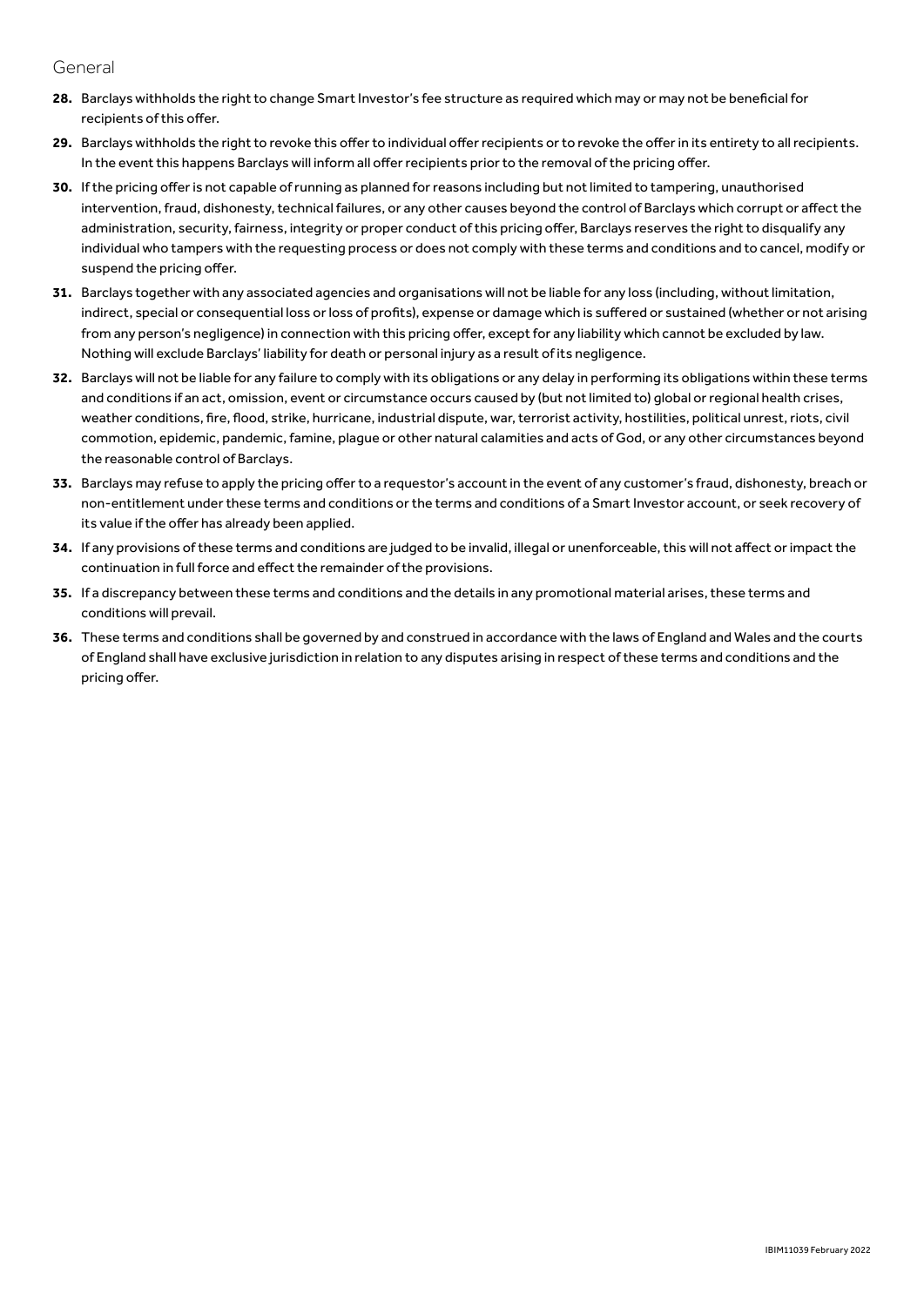## General

**28.** Barclays withholds the right to change Smart Investor's fee structure as required which may or may not be beneficial for recipients of this offer.

**29.** Barclays withholds the right to revoke this offer to individual offer recipients or to revoke the offer in its entirety to all recipients. In the event this happens Barclays will inform all offer recipients prior to the removal of the pricing offer.

**30.** If the pricing offer is not capable of running as planned for reasons including but not limited to tampering, unauthorised intervention, fraud, dishonesty, technical failures, or any other causes beyond the control of Barclays which corrupt or affect the administration, security, fairness, integrity or proper conduct of this pricing offer, Barclays reserves the right to disqualify any individual who tampers with the requesting process or does not comply with these terms and conditions and to cancel, modify or suspend the pricing offer.

**31.** Barclays together with any associated agencies and organisations will not be liable for any loss (including, without limitation, indirect, special or consequential loss or loss of profits), expense or damage which is suffered or sustained (whether or not arising from any person's negligence) in connection with this pricing offer, except for any liability which cannot be excluded by law. Nothing will exclude Barclays' liability for death or personal injury as a result of its negligence.

**32.** Barclays will not be liable for any failure to comply with its obligations or any delay in performing its obligations within these terms and conditions if an act, omission, event or circumstance occurs caused by (but not limited to) global or regional health crises, weather conditions, fire, flood, strike, hurricane, industrial dispute, war, terrorist activity, hostilities, political unrest, riots, civil commotion, epidemic, pandemic, famine, plague or other natural calamities and acts of God, or any other circumstances beyond the reasonable control of Barclays.

**33.** Barclays may refuse to apply the pricing offer to a requestor's account in the event of any customer's fraud, dishonesty, breach or non-entitlement under these terms and conditions or the terms and conditions of a Smart Investor account, or seek recovery of its value if the offer has already been applied.

**34.** If any provisions of these terms and conditions are judged to be invalid, illegal or unenforceable, this will not affect or impact the continuation in full force and effect the remainder of the provisions.

**35.** If a discrepancy between these terms and conditions and the details in any promotional material arises, these terms and conditions will prevail.

**36.** These terms and conditions shall be governed by and construed in accordance with the laws of England and Wales and the courts of England shall have exclusive jurisdiction in relation to any disputes arising in respect of these terms and conditions and the pricing offer.

IBIM11039 February 2022